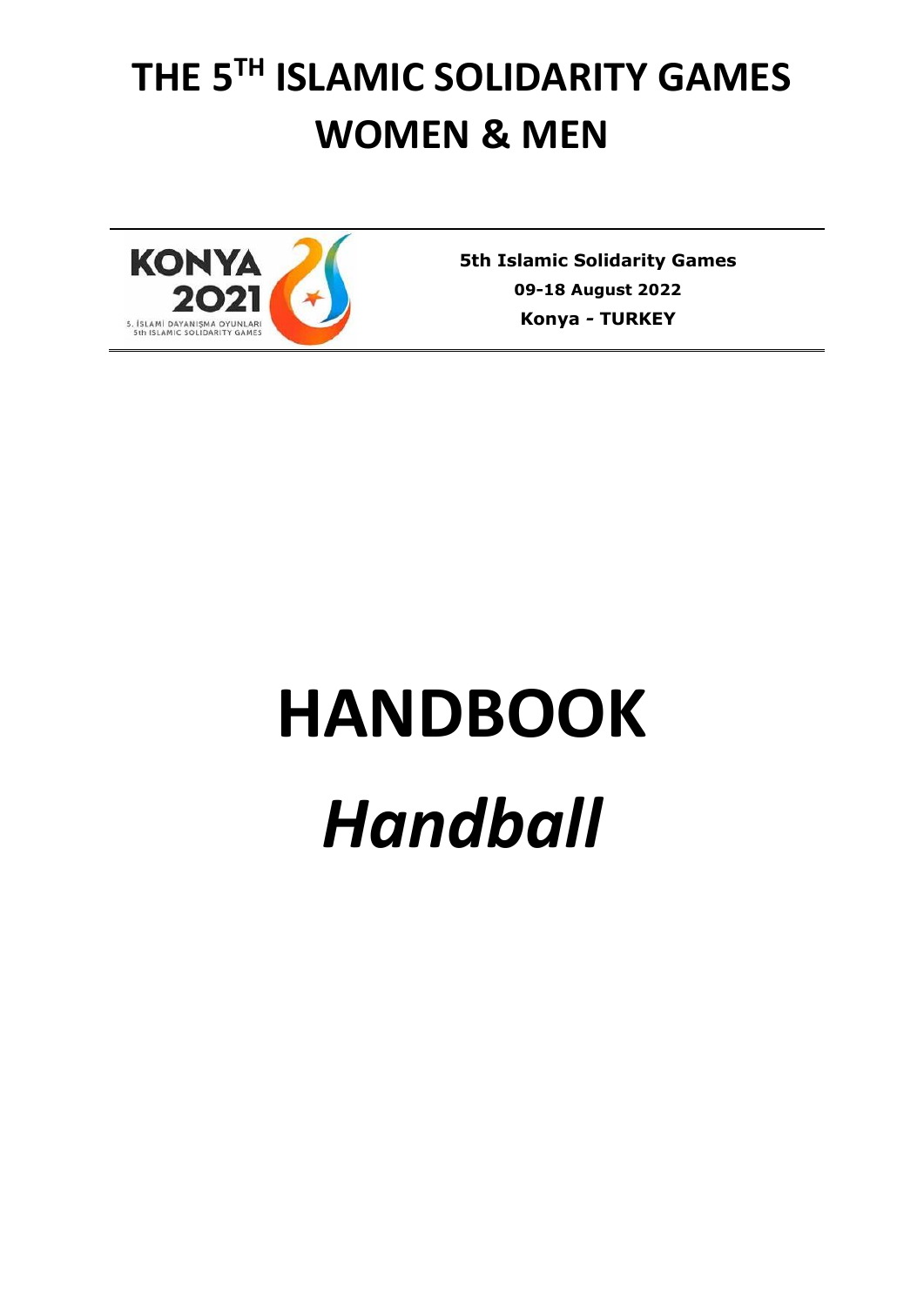# THE 5TH ISLAMIC SOLIDARITY GAMES WOMEN & MEN

**5th Islamic Solidarity Games**
**09-18 August 2022**
**Konya - TURKEY**

# HANDBOOK

# *Handball*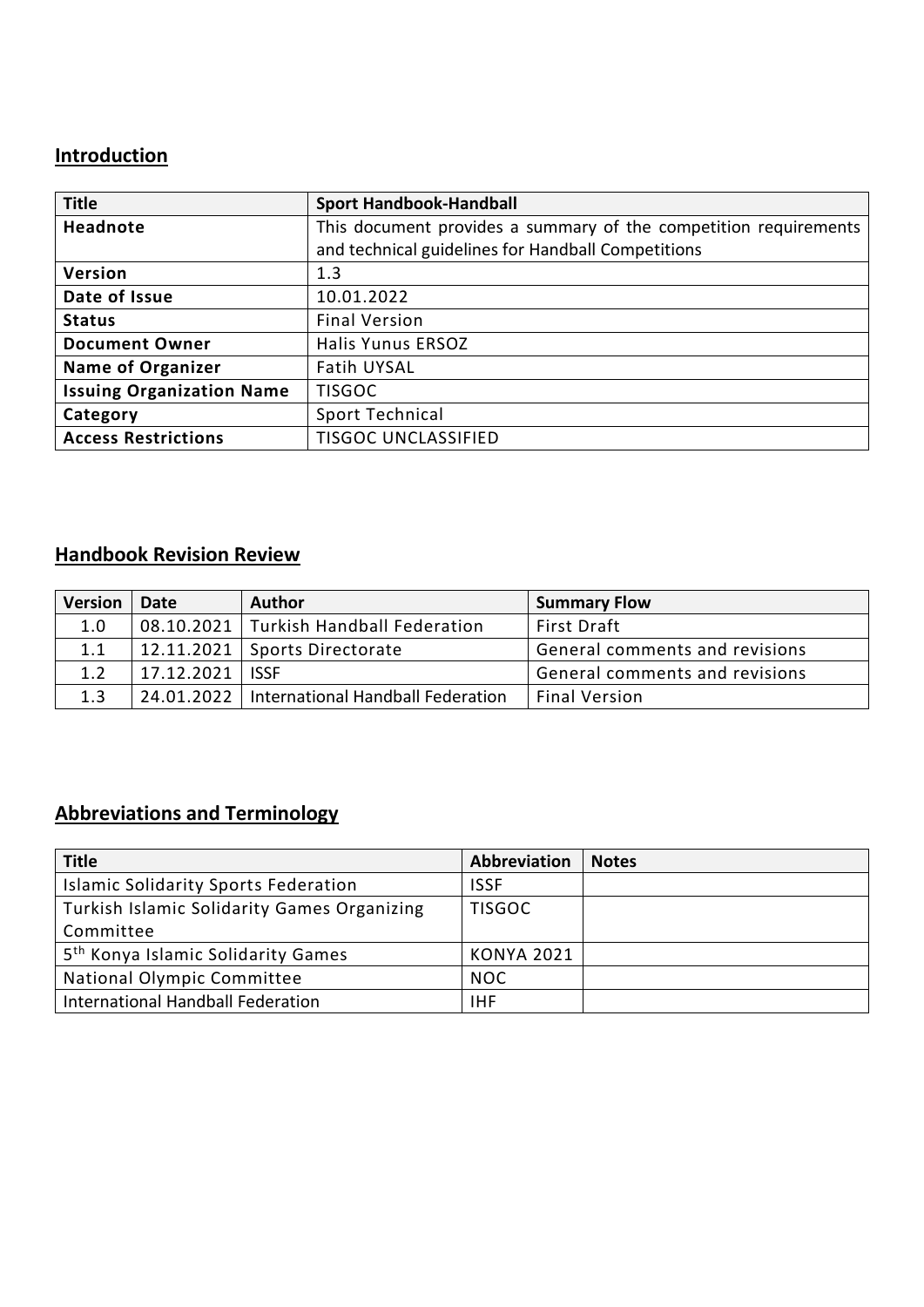## Introduction

| Title | Sport Handbook-Handball |
| --- | --- |
| Headnote | This document provides a summary of the competition requirements and technical guidelines for Handball Competitions |
| Version | 1.3 |
| Date of Issue | 10.01.2022 |
| Status | Final Version |
| Document Owner | Halis Yunus ERSOZ |
| Name of Organizer | Fatih UYSAL |
| Issuing Organization Name | TISGOC |
| Category | Sport Technical |
| Access Restrictions | TISGOC UNCLASSIFIED |

## Handbook Revision Review

| Version | Date | Author | Summary Flow |
| --- | --- | --- | --- |
| 1.0 | 08.10.2021 | Turkish Handball Federation | First Draft |
| 1.1 | 12.11.2021 | Sports Directorate | General comments and revisions |
| 1.2 | 17.12.2021 | ISSF | General comments and revisions |
| 1.3 | 24.01.2022 | International Handball Federation | Final Version |

## Abbreviations and Terminology

| Title | Abbreviation | Notes |
| --- | --- | --- |
| Islamic Solidarity Sports Federation | ISSF | |
| Turkish Islamic Solidarity Games Organizing Committee | TISGOC | |
| 5th Konya Islamic Solidarity Games | KONYA 2021 | |
| National Olympic Committee | NOC | |
| International Handball Federation | IHF | |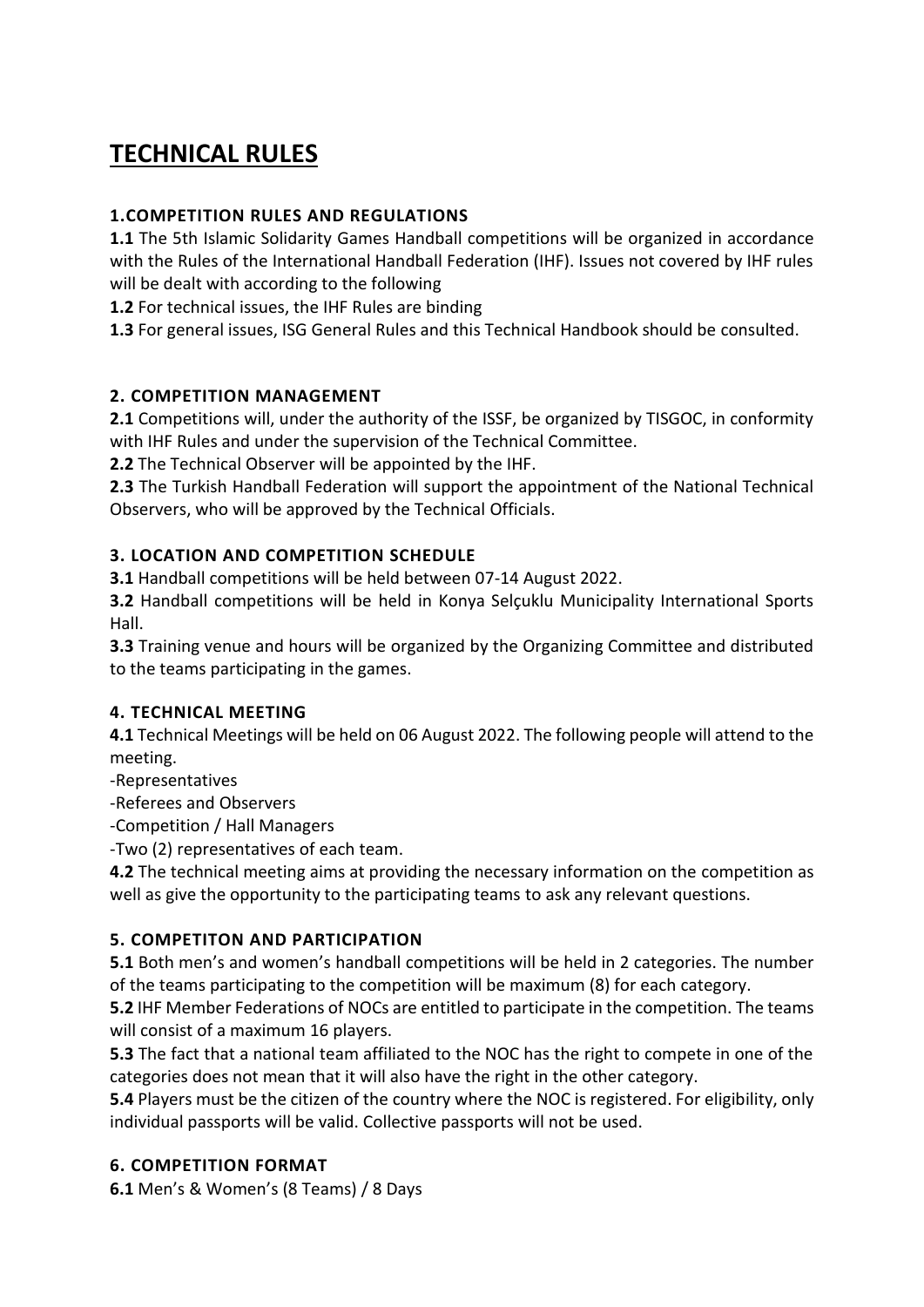# TECHNICAL RULES

## 1.COMPETITION RULES AND REGULATIONS

**1.1** The 5th Islamic Solidarity Games Handball competitions will be organized in accordance with the Rules of the International Handball Federation (IHF). Issues not covered by IHF rules will be dealt with according to the following

**1.2** For technical issues, the IHF Rules are binding

**1.3** For general issues, ISG General Rules and this Technical Handbook should be consulted.

## 2. COMPETITION MANAGEMENT

**2.1** Competitions will, under the authority of the ISSF, be organized by TISGOC, in conformity with IHF Rules and under the supervision of the Technical Committee.

**2.2** The Technical Observer will be appointed by the IHF.

**2.3** The Turkish Handball Federation will support the appointment of the National Technical Observers, who will be approved by the Technical Officials.

## 3. LOCATION AND COMPETITION SCHEDULE

**3.1** Handball competitions will be held between 07-14 August 2022.

**3.2** Handball competitions will be held in Konya Selçuklu Municipality International Sports Hall.

**3.3** Training venue and hours will be organized by the Organizing Committee and distributed to the teams participating in the games.

## 4. TECHNICAL MEETING

**4.1** Technical Meetings will be held on 06 August 2022. The following people will attend to the meeting.

-Representatives

-Referees and Observers

-Competition / Hall Managers

-Two (2) representatives of each team.

**4.2** The technical meeting aims at providing the necessary information on the competition as well as give the opportunity to the participating teams to ask any relevant questions.

## 5. COMPETITON AND PARTICIPATION

**5.1** Both men's and women's handball competitions will be held in 2 categories. The number of the teams participating to the competition will be maximum (8) for each category.

**5.2** IHF Member Federations of NOCs are entitled to participate in the competition. The teams will consist of a maximum 16 players.

**5.3** The fact that a national team affiliated to the NOC has the right to compete in one of the categories does not mean that it will also have the right in the other category.

**5.4** Players must be the citizen of the country where the NOC is registered. For eligibility, only individual passports will be valid. Collective passports will not be used.

## 6. COMPETITION FORMAT

**6.1** Men's & Women's (8 Teams) / 8 Days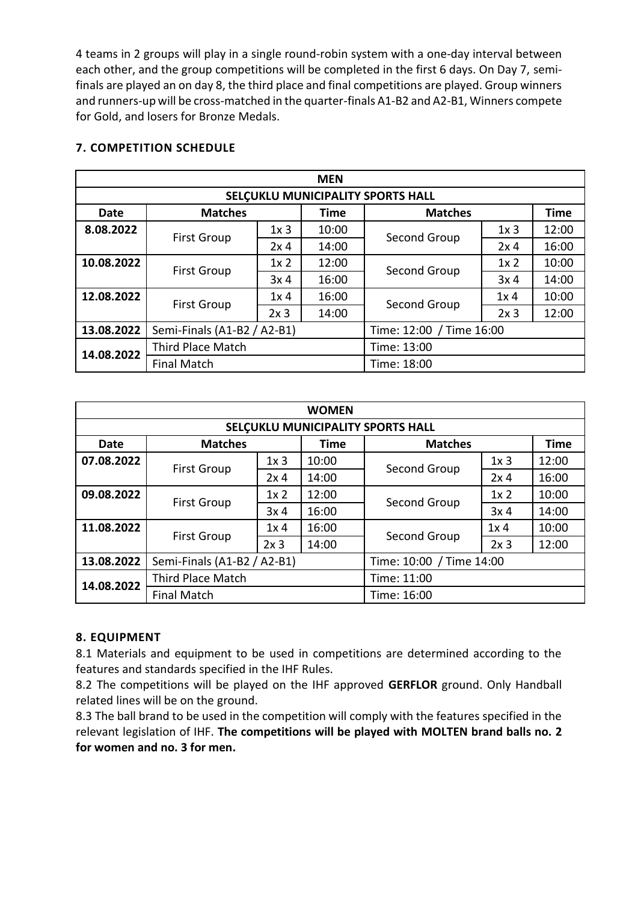4 teams in 2 groups will play in a single round-robin system with a one-day interval between each other, and the group competitions will be completed in the first 6 days. On Day 7, semi-finals are played an on day 8, the third place and final competitions are played. Group winners and runners-up will be cross-matched in the quarter-finals A1-B2 and A2-B1, Winners compete for Gold, and losers for Bronze Medals.

### 7. COMPETITION SCHEDULE

| MEN | | | | | | |
|---|---|---|---|---|---|---|
| SELÇUKLU MUNICIPALITY SPORTS HALL | | | | | | |
| **Date** | **Matches** | | **Time** | **Matches** | | **Time** |
| **8.08.2022** | First Group | 1x 3 | 10:00 | Second Group | 1x 3 | 12:00 |
| | | 2x 4 | 14:00 | | 2x 4 | 16:00 |
| **10.08.2022** | First Group | 1x 2 | 12:00 | Second Group | 1x 2 | 10:00 |
| | | 3x 4 | 16:00 | | 3x 4 | 14:00 |
| **12.08.2022** | First Group | 1x 4 | 16:00 | Second Group | 1x 4 | 10:00 |
| | | 2x 3 | 14:00 | | 2x 3 | 12:00 |
| **13.08.2022** | Semi-Finals (A1-B2 / A2-B1) | | | Time: 12:00 / Time 16:00 | | |
| **14.08.2022** | Third Place Match | | | Time: 13:00 | | |
| | Final Match | | | Time: 18:00 | | |

| WOMEN | | | | | | |
|---|---|---|---|---|---|---|
| SELÇUKLU MUNICIPALITY SPORTS HALL | | | | | | |
| **Date** | **Matches** | | **Time** | **Matches** | | **Time** |
| **07.08.2022** | First Group | 1x 3 | 10:00 | Second Group | 1x 3 | 12:00 |
| | | 2x 4 | 14:00 | | 2x 4 | 16:00 |
| **09.08.2022** | First Group | 1x 2 | 12:00 | Second Group | 1x 2 | 10:00 |
| | | 3x 4 | 16:00 | | 3x 4 | 14:00 |
| **11.08.2022** | First Group | 1x 4 | 16:00 | Second Group | 1x 4 | 10:00 |
| | | 2x 3 | 14:00 | | 2x 3 | 12:00 |
| **13.08.2022** | Semi-Finals (A1-B2 / A2-B1) | | | Time: 10:00 / Time 14:00 | | |
| **14.08.2022** | Third Place Match | | | Time: 11:00 | | |
| | Final Match | | | Time: 16:00 | | |

### 8. EQUIPMENT

8.1 Materials and equipment to be used in competitions are determined according to the features and standards specified in the IHF Rules.

8.2 The competitions will be played on the IHF approved **GERFLOR** ground. Only Handball related lines will be on the ground.

8.3 The ball brand to be used in the competition will comply with the features specified in the relevant legislation of IHF. **The competitions will be played with MOLTEN brand balls no. 2 for women and no. 3 for men.**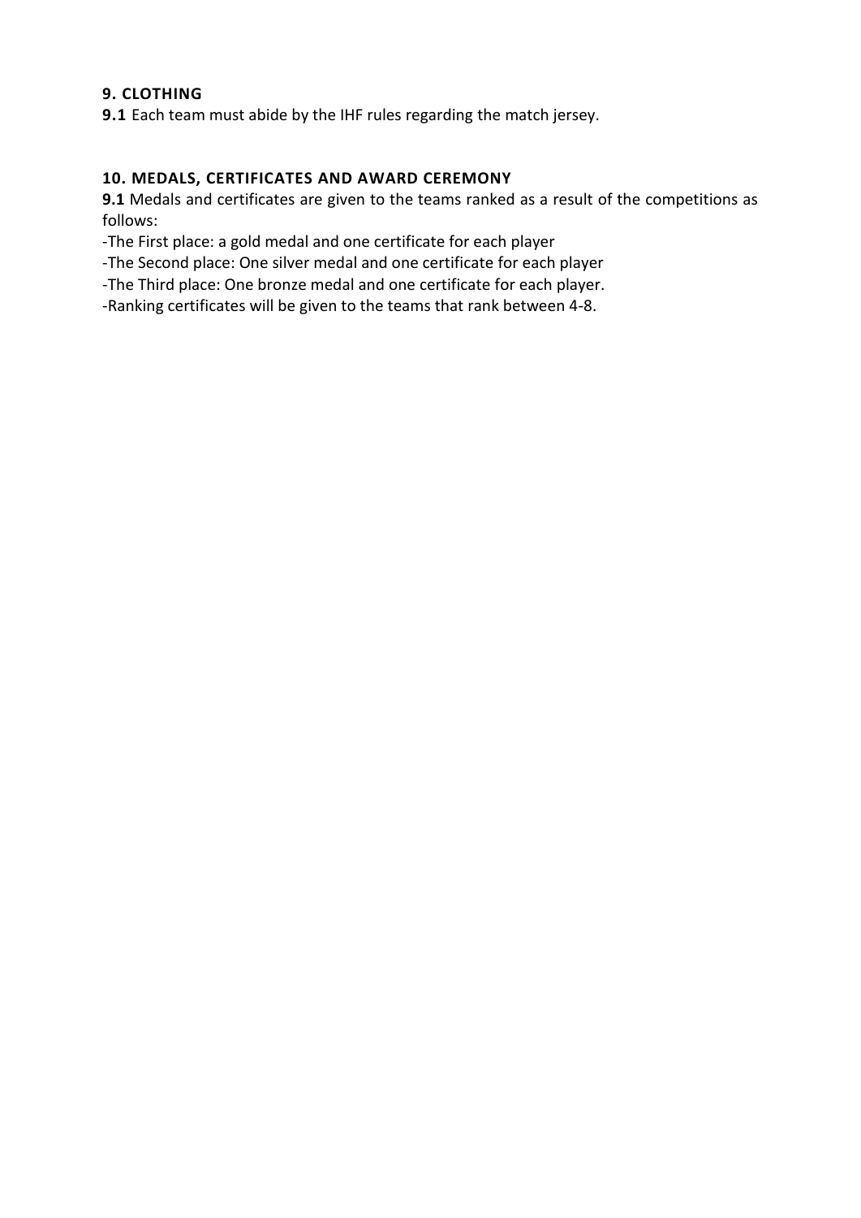## 9. CLOTHING

**9.1** Each team must abide by the IHF rules regarding the match jersey.

## 10. MEDALS, CERTIFICATES AND AWARD CEREMONY

**9.1** Medals and certificates are given to the teams ranked as a result of the competitions as follows:

-The First place: a gold medal and one certificate for each player

-The Second place: One silver medal and one certificate for each player

-The Third place: One bronze medal and one certificate for each player.

-Ranking certificates will be given to the teams that rank between 4-8.